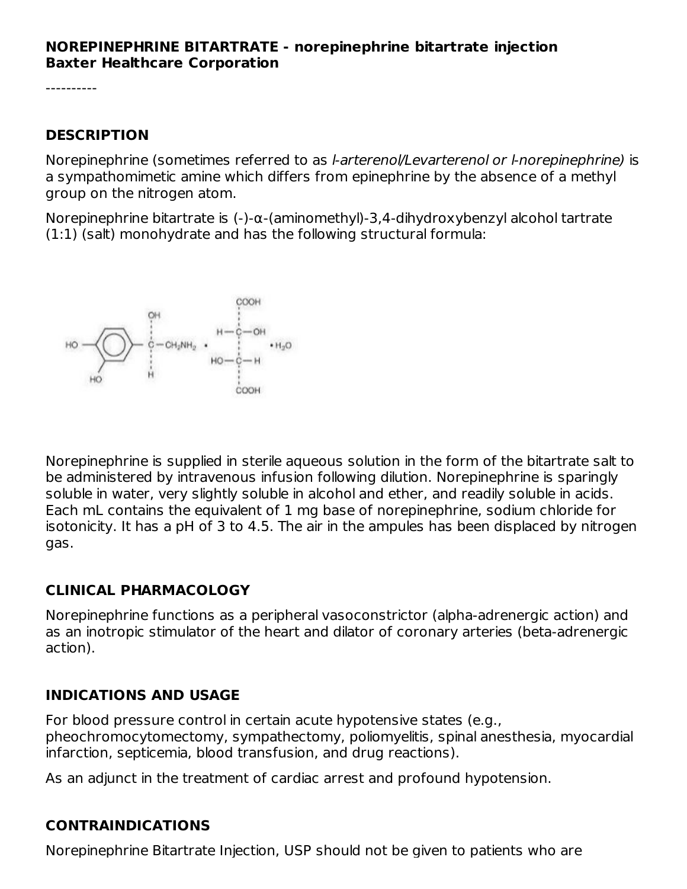**NOREPINEPHRINE BITARTRATE - norepinephrine bitartrate injection**
**Baxter Healthcare Corporation**

----------

## DESCRIPTION

Norepinephrine (sometimes referred to as *l-arterenol/Levarterenol or l-norepinephrine)* is a sympathomimetic amine which differs from epinephrine by the absence of a methyl group on the nitrogen atom.

Norepinephrine bitartrate is (-)-α-(aminomethyl)-3,4-dihydroxybenzyl alcohol tartrate (1:1) (salt) monohydrate and has the following structural formula:

Norepinephrine is supplied in sterile aqueous solution in the form of the bitartrate salt to be administered by intravenous infusion following dilution. Norepinephrine is sparingly soluble in water, very slightly soluble in alcohol and ether, and readily soluble in acids. Each mL contains the equivalent of 1 mg base of norepinephrine, sodium chloride for isotonicity. It has a pH of 3 to 4.5. The air in the ampules has been displaced by nitrogen gas.

## CLINICAL PHARMACOLOGY

Norepinephrine functions as a peripheral vasoconstrictor (alpha-adrenergic action) and as an inotropic stimulator of the heart and dilator of coronary arteries (beta-adrenergic action).

## INDICATIONS AND USAGE

For blood pressure control in certain acute hypotensive states (e.g., pheochromocytomectomy, sympathectomy, poliomyelitis, spinal anesthesia, myocardial infarction, septicemia, blood transfusion, and drug reactions).

As an adjunct in the treatment of cardiac arrest and profound hypotension.

## CONTRAINDICATIONS

Norepinephrine Bitartrate Injection, USP should not be given to patients who are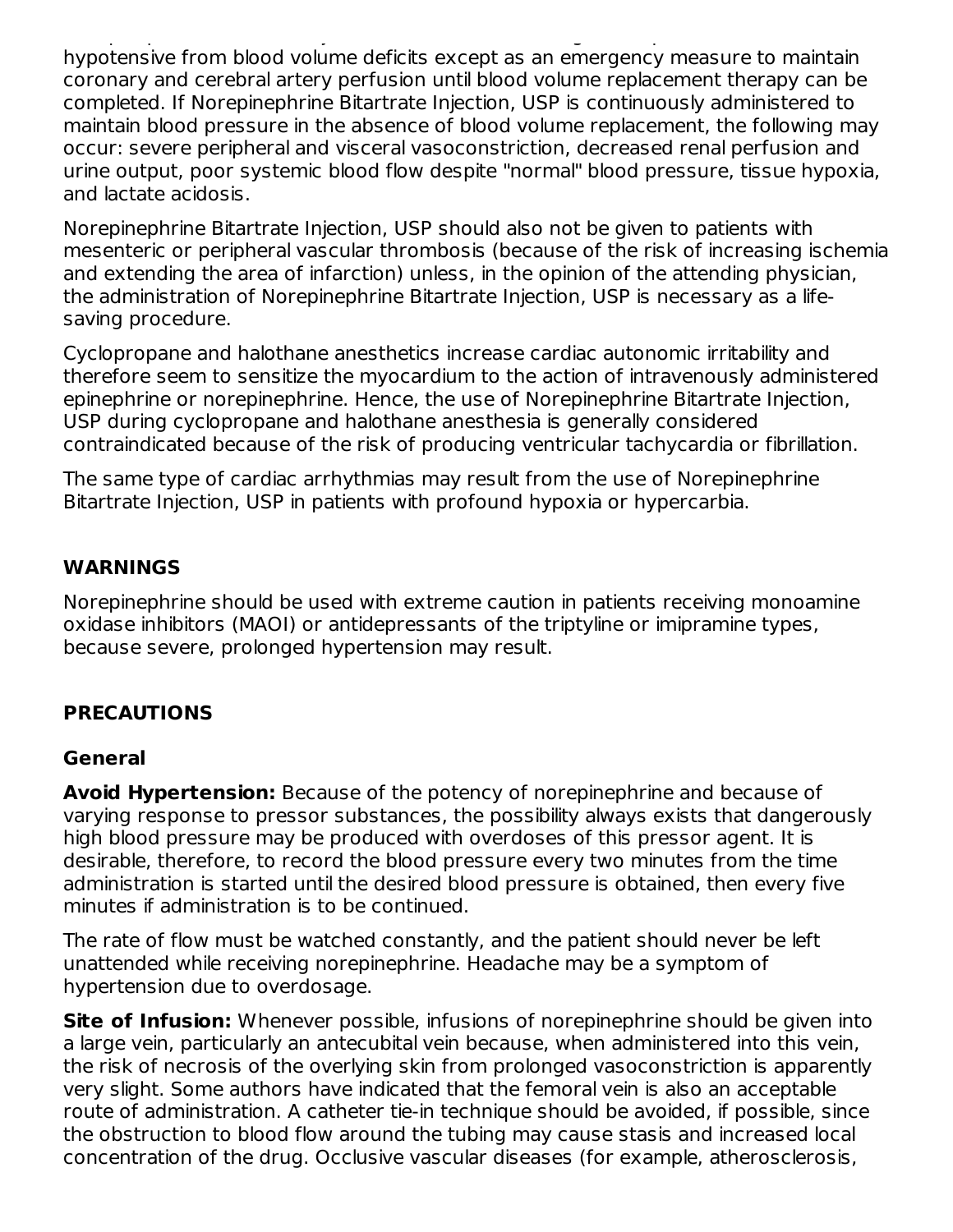hypotensive from blood volume deficits except as an emergency measure to maintain coronary and cerebral artery perfusion until blood volume replacement therapy can be completed. If Norepinephrine Bitartrate Injection, USP is continuously administered to maintain blood pressure in the absence of blood volume replacement, the following may occur: severe peripheral and visceral vasoconstriction, decreased renal perfusion and urine output, poor systemic blood flow despite "normal" blood pressure, tissue hypoxia, and lactate acidosis.

Norepinephrine Bitartrate Injection, USP should also not be given to patients with mesenteric or peripheral vascular thrombosis (because of the risk of increasing ischemia and extending the area of infarction) unless, in the opinion of the attending physician, the administration of Norepinephrine Bitartrate Injection, USP is necessary as a life-saving procedure.

Cyclopropane and halothane anesthetics increase cardiac autonomic irritability and therefore seem to sensitize the myocardium to the action of intravenously administered epinephrine or norepinephrine. Hence, the use of Norepinephrine Bitartrate Injection, USP during cyclopropane and halothane anesthesia is generally considered contraindicated because of the risk of producing ventricular tachycardia or fibrillation.

The same type of cardiac arrhythmias may result from the use of Norepinephrine Bitartrate Injection, USP in patients with profound hypoxia or hypercarbia.

## WARNINGS

Norepinephrine should be used with extreme caution in patients receiving monoamine oxidase inhibitors (MAOI) or antidepressants of the triptyline or imipramine types, because severe, prolonged hypertension may result.

## PRECAUTIONS

### General

**Avoid Hypertension:** Because of the potency of norepinephrine and because of varying response to pressor substances, the possibility always exists that dangerously high blood pressure may be produced with overdoses of this pressor agent. It is desirable, therefore, to record the blood pressure every two minutes from the time administration is started until the desired blood pressure is obtained, then every five minutes if administration is to be continued.

The rate of flow must be watched constantly, and the patient should never be left unattended while receiving norepinephrine. Headache may be a symptom of hypertension due to overdosage.

**Site of Infusion:** Whenever possible, infusions of norepinephrine should be given into a large vein, particularly an antecubital vein because, when administered into this vein, the risk of necrosis of the overlying skin from prolonged vasoconstriction is apparently very slight. Some authors have indicated that the femoral vein is also an acceptable route of administration. A catheter tie-in technique should be avoided, if possible, since the obstruction to blood flow around the tubing may cause stasis and increased local concentration of the drug. Occlusive vascular diseases (for example, atherosclerosis,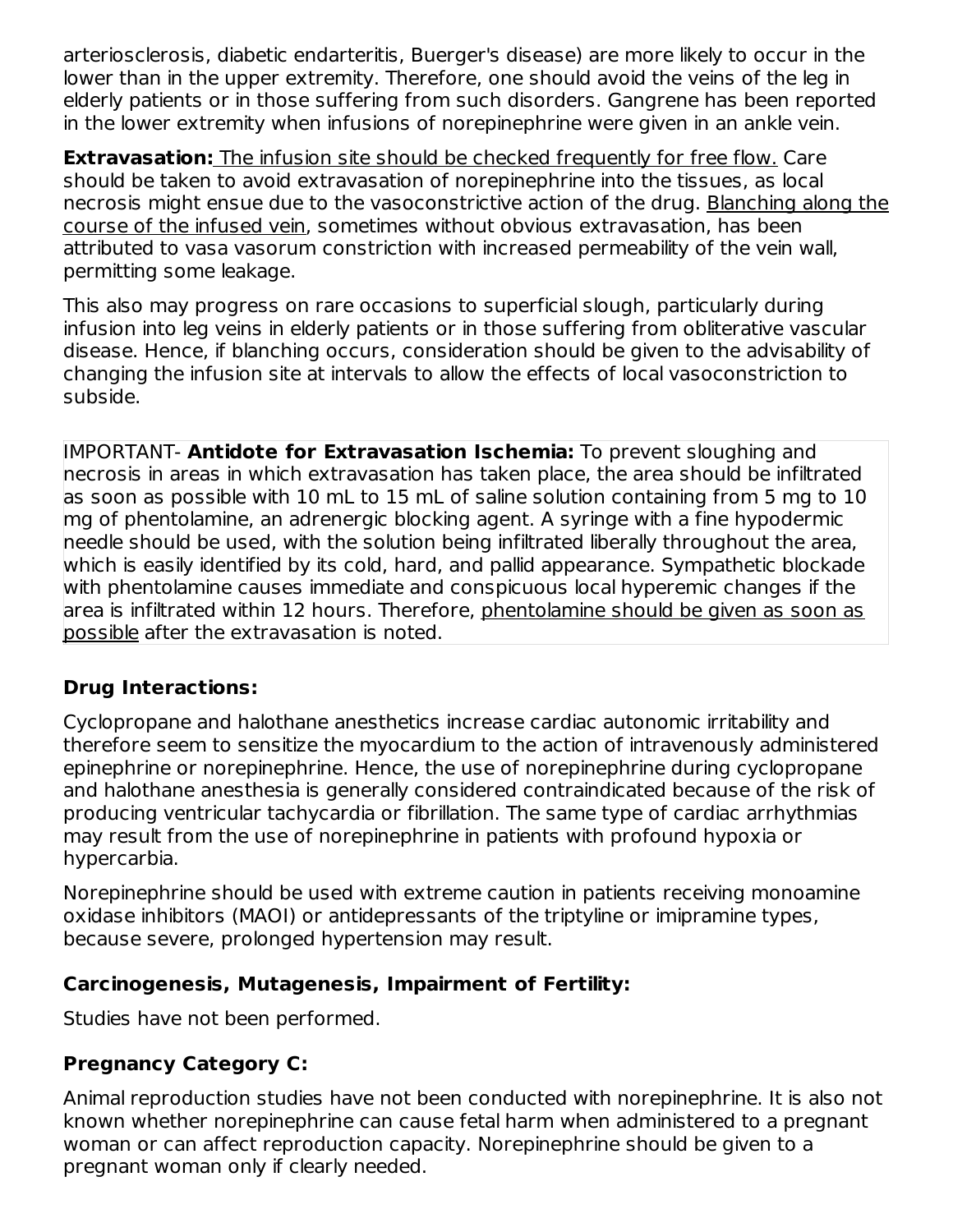arteriosclerosis, diabetic endarteritis, Buerger's disease) are more likely to occur in the lower than in the upper extremity. Therefore, one should avoid the veins of the leg in elderly patients or in those suffering from such disorders. Gangrene has been reported in the lower extremity when infusions of norepinephrine were given in an ankle vein.

**Extravasation:** The infusion site should be checked frequently for free flow. Care should be taken to avoid extravasation of norepinephrine into the tissues, as local necrosis might ensue due to the vasoconstrictive action of the drug. Blanching along the course of the infused vein, sometimes without obvious extravasation, has been attributed to vasa vasorum constriction with increased permeability of the vein wall, permitting some leakage.

This also may progress on rare occasions to superficial slough, particularly during infusion into leg veins in elderly patients or in those suffering from obliterative vascular disease. Hence, if blanching occurs, consideration should be given to the advisability of changing the infusion site at intervals to allow the effects of local vasoconstriction to subside.

IMPORTANT- **Antidote for Extravasation Ischemia:** To prevent sloughing and necrosis in areas in which extravasation has taken place, the area should be infiltrated as soon as possible with 10 mL to 15 mL of saline solution containing from 5 mg to 10 mg of phentolamine, an adrenergic blocking agent. A syringe with a fine hypodermic needle should be used, with the solution being infiltrated liberally throughout the area, which is easily identified by its cold, hard, and pallid appearance. Sympathetic blockade with phentolamine causes immediate and conspicuous local hyperemic changes if the area is infiltrated within 12 hours. Therefore, phentolamine should be given as soon as possible after the extravasation is noted.

### Drug Interactions:

Cyclopropane and halothane anesthetics increase cardiac autonomic irritability and therefore seem to sensitize the myocardium to the action of intravenously administered epinephrine or norepinephrine. Hence, the use of norepinephrine during cyclopropane and halothane anesthesia is generally considered contraindicated because of the risk of producing ventricular tachycardia or fibrillation. The same type of cardiac arrhythmias may result from the use of norepinephrine in patients with profound hypoxia or hypercarbia.

Norepinephrine should be used with extreme caution in patients receiving monoamine oxidase inhibitors (MAOI) or antidepressants of the triptyline or imipramine types, because severe, prolonged hypertension may result.

### Carcinogenesis, Mutagenesis, Impairment of Fertility:

Studies have not been performed.

### Pregnancy Category C:

Animal reproduction studies have not been conducted with norepinephrine. It is also not known whether norepinephrine can cause fetal harm when administered to a pregnant woman or can affect reproduction capacity. Norepinephrine should be given to a pregnant woman only if clearly needed.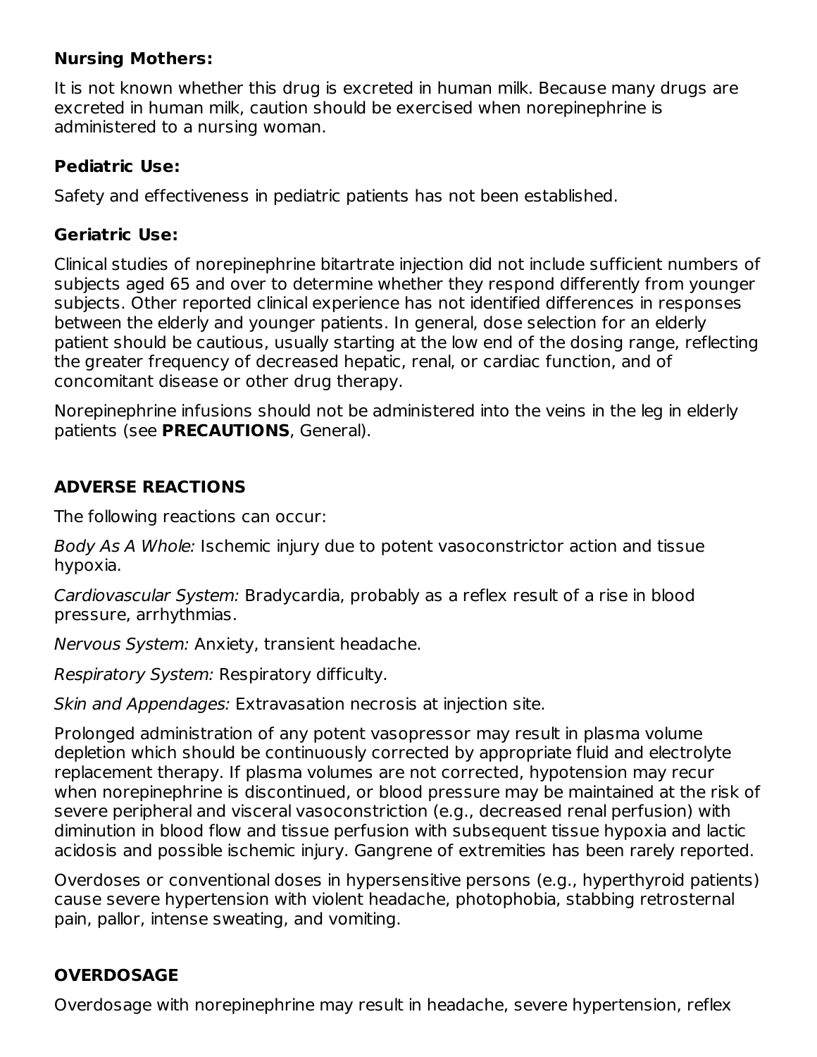**Nursing Mothers:**

It is not known whether this drug is excreted in human milk. Because many drugs are excreted in human milk, caution should be exercised when norepinephrine is administered to a nursing woman.

**Pediatric Use:**

Safety and effectiveness in pediatric patients has not been established.

**Geriatric Use:**

Clinical studies of norepinephrine bitartrate injection did not include sufficient numbers of subjects aged 65 and over to determine whether they respond differently from younger subjects. Other reported clinical experience has not identified differences in responses between the elderly and younger patients. In general, dose selection for an elderly patient should be cautious, usually starting at the low end of the dosing range, reflecting the greater frequency of decreased hepatic, renal, or cardiac function, and of concomitant disease or other drug therapy.

Norepinephrine infusions should not be administered into the veins in the leg in elderly patients (see **PRECAUTIONS**, General).

## ADVERSE REACTIONS

The following reactions can occur:

*Body As A Whole:* Ischemic injury due to potent vasoconstrictor action and tissue hypoxia.

*Cardiovascular System:* Bradycardia, probably as a reflex result of a rise in blood pressure, arrhythmias.

*Nervous System:* Anxiety, transient headache.

*Respiratory System:* Respiratory difficulty.

*Skin and Appendages:* Extravasation necrosis at injection site.

Prolonged administration of any potent vasopressor may result in plasma volume depletion which should be continuously corrected by appropriate fluid and electrolyte replacement therapy. If plasma volumes are not corrected, hypotension may recur when norepinephrine is discontinued, or blood pressure may be maintained at the risk of severe peripheral and visceral vasoconstriction (e.g., decreased renal perfusion) with diminution in blood flow and tissue perfusion with subsequent tissue hypoxia and lactic acidosis and possible ischemic injury. Gangrene of extremities has been rarely reported.

Overdoses or conventional doses in hypersensitive persons (e.g., hyperthyroid patients) cause severe hypertension with violent headache, photophobia, stabbing retrosternal pain, pallor, intense sweating, and vomiting.

## OVERDOSAGE

Overdosage with norepinephrine may result in headache, severe hypertension, reflex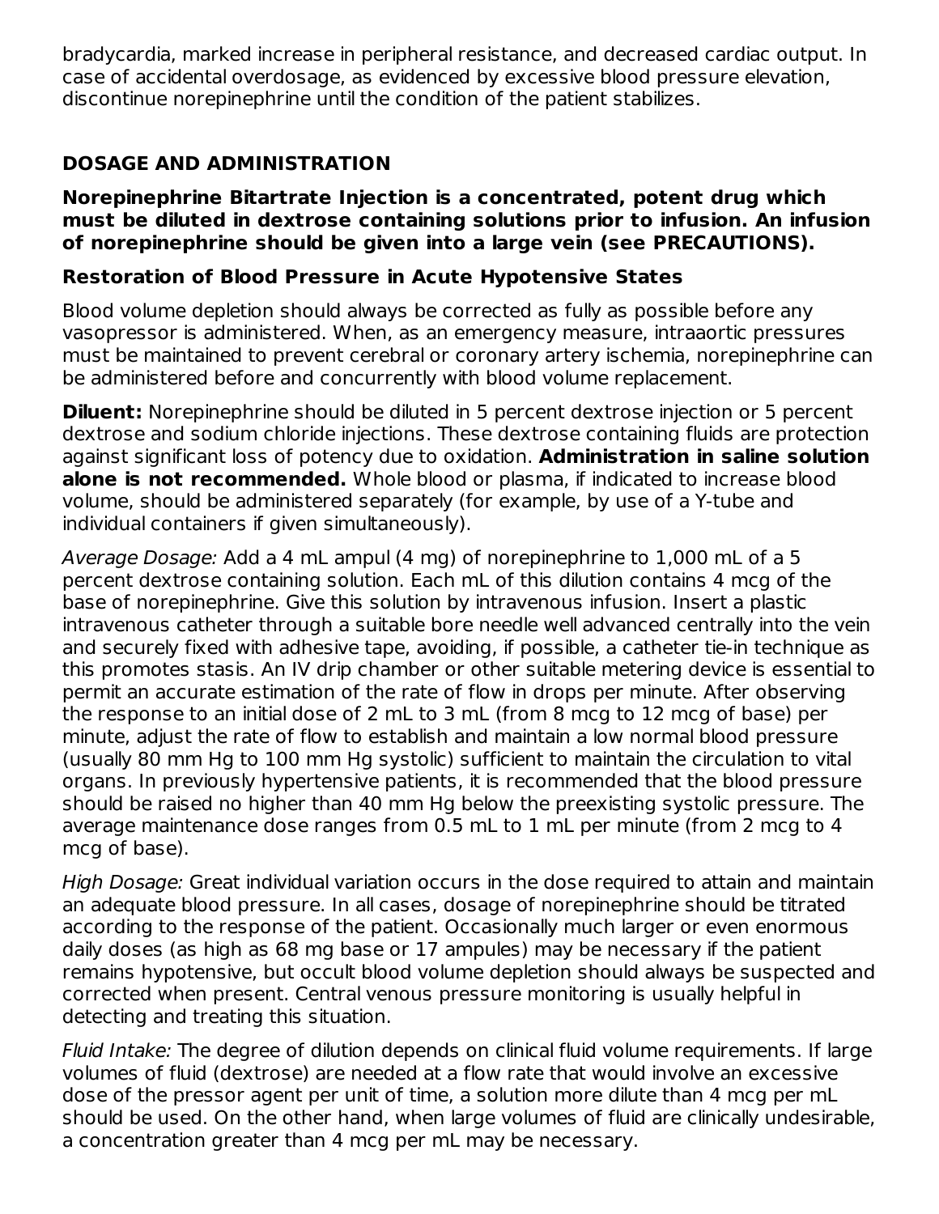bradycardia, marked increase in peripheral resistance, and decreased cardiac output. In case of accidental overdosage, as evidenced by excessive blood pressure elevation, discontinue norepinephrine until the condition of the patient stabilizes.

## DOSAGE AND ADMINISTRATION

**Norepinephrine Bitartrate Injection is a concentrated, potent drug which must be diluted in dextrose containing solutions prior to infusion. An infusion of norepinephrine should be given into a large vein (see PRECAUTIONS).**

### Restoration of Blood Pressure in Acute Hypotensive States

Blood volume depletion should always be corrected as fully as possible before any vasopressor is administered. When, as an emergency measure, intraaortic pressures must be maintained to prevent cerebral or coronary artery ischemia, norepinephrine can be administered before and concurrently with blood volume replacement.

**Diluent:** Norepinephrine should be diluted in 5 percent dextrose injection or 5 percent dextrose and sodium chloride injections. These dextrose containing fluids are protection against significant loss of potency due to oxidation. **Administration in saline solution alone is not recommended.** Whole blood or plasma, if indicated to increase blood volume, should be administered separately (for example, by use of a Y-tube and individual containers if given simultaneously).

*Average Dosage:* Add a 4 mL ampul (4 mg) of norepinephrine to 1,000 mL of a 5 percent dextrose containing solution. Each mL of this dilution contains 4 mcg of the base of norepinephrine. Give this solution by intravenous infusion. Insert a plastic intravenous catheter through a suitable bore needle well advanced centrally into the vein and securely fixed with adhesive tape, avoiding, if possible, a catheter tie-in technique as this promotes stasis. An IV drip chamber or other suitable metering device is essential to permit an accurate estimation of the rate of flow in drops per minute. After observing the response to an initial dose of 2 mL to 3 mL (from 8 mcg to 12 mcg of base) per minute, adjust the rate of flow to establish and maintain a low normal blood pressure (usually 80 mm Hg to 100 mm Hg systolic) sufficient to maintain the circulation to vital organs. In previously hypertensive patients, it is recommended that the blood pressure should be raised no higher than 40 mm Hg below the preexisting systolic pressure. The average maintenance dose ranges from 0.5 mL to 1 mL per minute (from 2 mcg to 4 mcg of base).

*High Dosage:* Great individual variation occurs in the dose required to attain and maintain an adequate blood pressure. In all cases, dosage of norepinephrine should be titrated according to the response of the patient. Occasionally much larger or even enormous daily doses (as high as 68 mg base or 17 ampules) may be necessary if the patient remains hypotensive, but occult blood volume depletion should always be suspected and corrected when present. Central venous pressure monitoring is usually helpful in detecting and treating this situation.

*Fluid Intake:* The degree of dilution depends on clinical fluid volume requirements. If large volumes of fluid (dextrose) are needed at a flow rate that would involve an excessive dose of the pressor agent per unit of time, a solution more dilute than 4 mcg per mL should be used. On the other hand, when large volumes of fluid are clinically undesirable, a concentration greater than 4 mcg per mL may be necessary.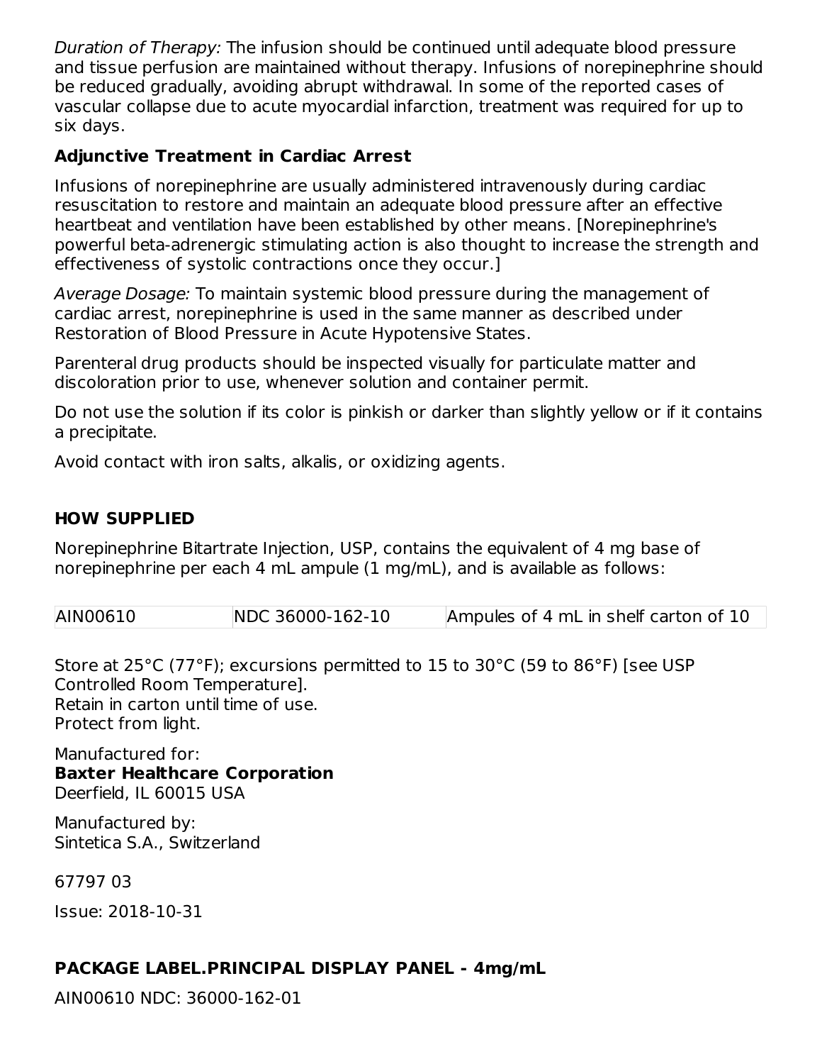*Duration of Therapy:* The infusion should be continued until adequate blood pressure and tissue perfusion are maintained without therapy. Infusions of norepinephrine should be reduced gradually, avoiding abrupt withdrawal. In some of the reported cases of vascular collapse due to acute myocardial infarction, treatment was required for up to six days.

**Adjunctive Treatment in Cardiac Arrest**

Infusions of norepinephrine are usually administered intravenously during cardiac resuscitation to restore and maintain an adequate blood pressure after an effective heartbeat and ventilation have been established by other means. [Norepinephrine's powerful beta-adrenergic stimulating action is also thought to increase the strength and effectiveness of systolic contractions once they occur.]

*Average Dosage:* To maintain systemic blood pressure during the management of cardiac arrest, norepinephrine is used in the same manner as described under Restoration of Blood Pressure in Acute Hypotensive States.

Parenteral drug products should be inspected visually for particulate matter and discoloration prior to use, whenever solution and container permit.

Do not use the solution if its color is pinkish or darker than slightly yellow or if it contains a precipitate.

Avoid contact with iron salts, alkalis, or oxidizing agents.

## HOW SUPPLIED

Norepinephrine Bitartrate Injection, USP, contains the equivalent of 4 mg base of norepinephrine per each 4 mL ampule (1 mg/mL), and is available as follows:

| | | |
|---|---|---|
| AIN00610 | NDC 36000-162-10 | Ampules of 4 mL in shelf carton of 10 |

Store at 25°C (77°F); excursions permitted to 15 to 30°C (59 to 86°F) [see USP Controlled Room Temperature].
Retain in carton until time of use.
Protect from light.

Manufactured for:
**Baxter Healthcare Corporation**
Deerfield, IL 60015 USA

Manufactured by:
Sintetica S.A., Switzerland

67797 03

Issue: 2018-10-31

## PACKAGE LABEL.PRINCIPAL DISPLAY PANEL - 4mg/mL

AIN00610 NDC: 36000-162-01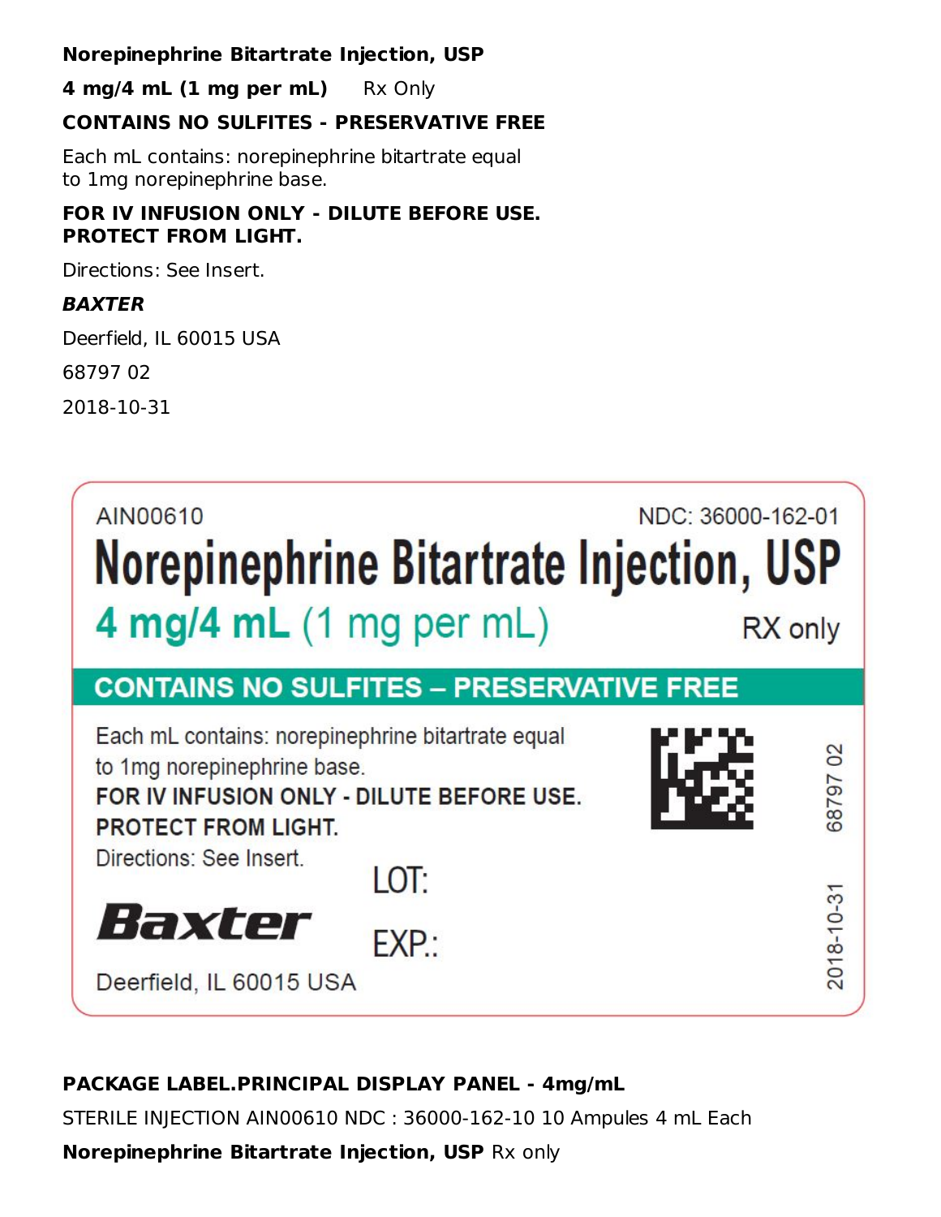**Norepinephrine Bitartrate Injection, USP**

**4 mg/4 mL (1 mg per mL)** Rx Only

**CONTAINS NO SULFITES - PRESERVATIVE FREE**

Each mL contains: norepinephrine bitartrate equal to 1mg norepinephrine base.

**FOR IV INFUSION ONLY - DILUTE BEFORE USE.**
**PROTECT FROM LIGHT.**

Directions: See Insert.

***BAXTER***

Deerfield, IL 60015 USA

68797 02

2018-10-31

AIN00610 NDC: 36000-162-01

# Norepinephrine Bitartrate Injection, USP

**4 mg/4 mL** (1 mg per mL) RX only

**CONTAINS NO SULFITES – PRESERVATIVE FREE**

Each mL contains: norepinephrine bitartrate equal to 1mg norepinephrine base.
**FOR IV INFUSION ONLY - DILUTE BEFORE USE.**
**PROTECT FROM LIGHT.**
Directions: See Insert.

LOT:

EXP.:

***Baxter***

Deerfield, IL 60015 USA

68797 02

2018-10-31

**PACKAGE LABEL.PRINCIPAL DISPLAY PANEL - 4mg/mL**

STERILE INJECTION AIN00610 NDC : 36000-162-10 10 Ampules 4 mL Each

**Norepinephrine Bitartrate Injection, USP** Rx only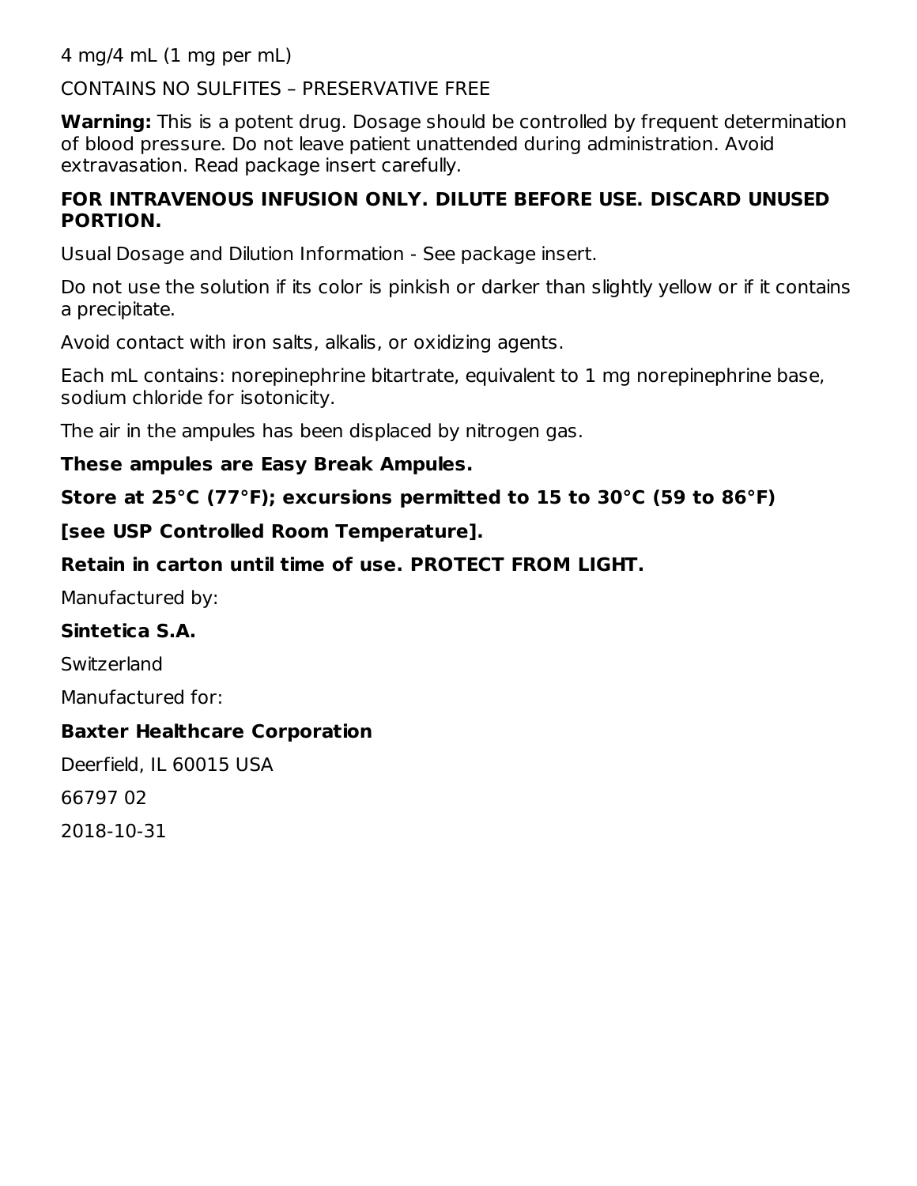4 mg/4 mL (1 mg per mL)

CONTAINS NO SULFITES – PRESERVATIVE FREE

**Warning:** This is a potent drug. Dosage should be controlled by frequent determination of blood pressure. Do not leave patient unattended during administration. Avoid extravasation. Read package insert carefully.

**FOR INTRAVENOUS INFUSION ONLY. DILUTE BEFORE USE. DISCARD UNUSED PORTION.**

Usual Dosage and Dilution Information - See package insert.

Do not use the solution if its color is pinkish or darker than slightly yellow or if it contains a precipitate.

Avoid contact with iron salts, alkalis, or oxidizing agents.

Each mL contains: norepinephrine bitartrate, equivalent to 1 mg norepinephrine base, sodium chloride for isotonicity.

The air in the ampules has been displaced by nitrogen gas.

**These ampules are Easy Break Ampules.**

**Store at 25°C (77°F); excursions permitted to 15 to 30°C (59 to 86°F)**

**[see USP Controlled Room Temperature].**

**Retain in carton until time of use. PROTECT FROM LIGHT.**

Manufactured by:

**Sintetica S.A.**

Switzerland

Manufactured for:

**Baxter Healthcare Corporation**

Deerfield, IL 60015 USA

66797 02

2018-10-31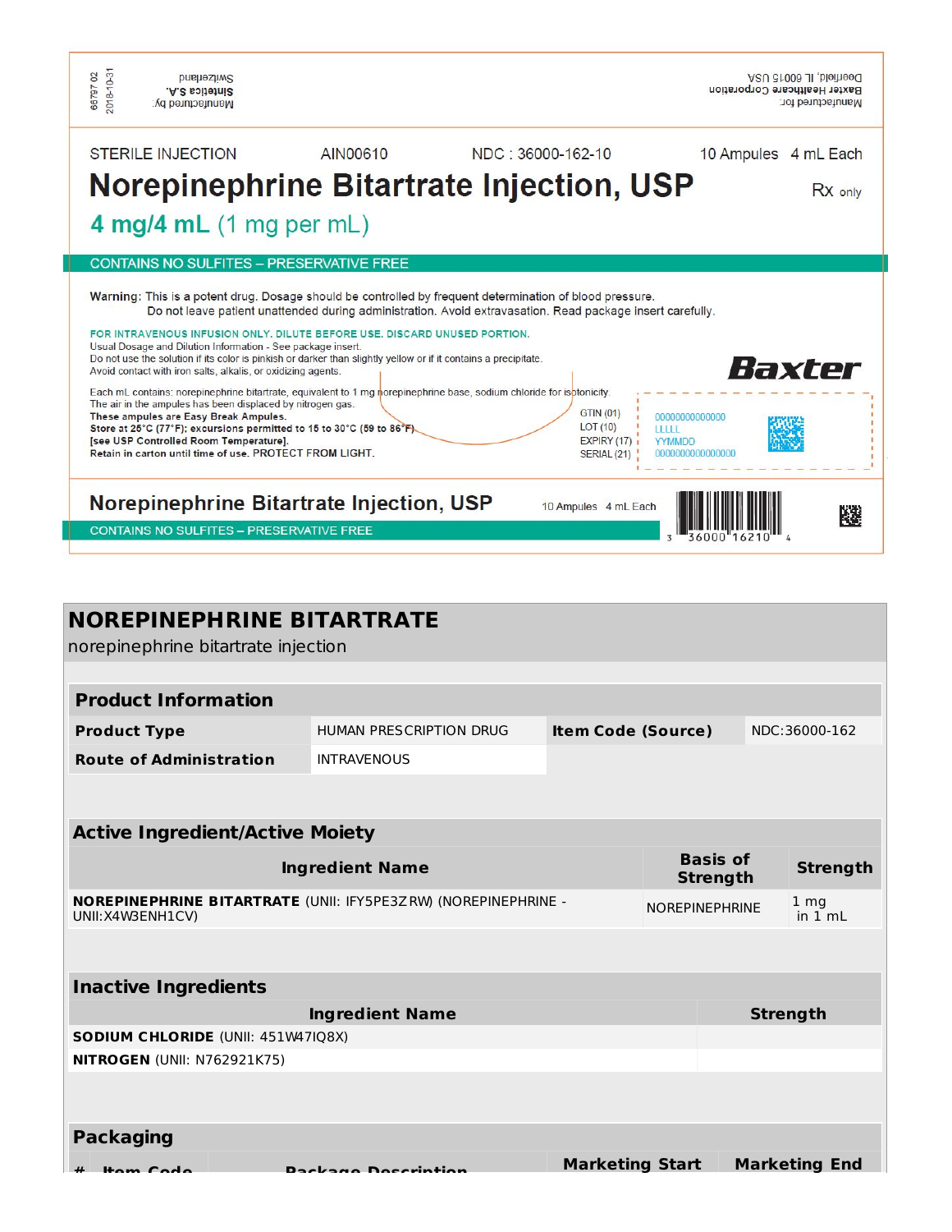Manufactured by:
Sintetica S.A.
Switzerland

66797 02
2018-10-31

Manufactured for:
Baxter Healthcare Corporation
Deerfield, IL 60015 USA

STERILE INJECTION AIN00610 NDC : 36000-162-10 10 Ampules 4 mL Each

# Norepinephrine Bitartrate Injection, USP

Rx only

## 4 mg/4 mL (1 mg per mL)

CONTAINS NO SULFITES – PRESERVATIVE FREE

Warning: This is a potent drug. Dosage should be controlled by frequent determination of blood pressure. Do not leave patient unattended during administration. Avoid extravasation. Read package insert carefully.

FOR INTRAVENOUS INFUSION ONLY. DILUTE BEFORE USE. DISCARD UNUSED PORTION.
Usual Dosage and Dilution Information - See package insert.
Do not use the solution if its color is pinkish or darker than slightly yellow or if it contains a precipitate.
Avoid contact with iron salts, alkalis, or oxidizing agents.

Baxter

Each mL contains: norepinephrine bitartrate, equivalent to 1 mg norepinephrine base, sodium chloride for isotonicity.
The air in the ampules has been displaced by nitrogen gas.
**These ampules are Easy Break Ampules.**
**Store at 25°C (77°F); excursions permitted to 15 to 30°C (59 to 86°F) [see USP Controlled Room Temperature].**
Retain in carton until time of use. PROTECT FROM LIGHT.

GTIN (01) 00000000000000
LOT (10) LLLLL
EXPIRY (17) YYMMDD
SERIAL (21) 0000000000000000

Norepinephrine Bitartrate Injection, USP 10 Ampules 4 mL Each

CONTAINS NO SULFITES – PRESERVATIVE FREE

3 36000 16210 4

## NOREPINEPHRINE BITARTRATE

norepinephrine bitartrate injection

| Product Information | | | |
|---|---|---|---|
| **Product Type** | HUMAN PRESCRIPTION DRUG | **Item Code (Source)** | NDC:36000-162 |
| **Route of Administration** | INTRAVENOUS | | |

| Active Ingredient/Active Moiety | | |
|---|---|---|
| **Ingredient Name** | **Basis of Strength** | **Strength** |
| **NOREPINEPHRINE BITARTRATE** (UNII: IFY5PE3ZRW) (NOREPINEPHRINE - UNII:X4W3ENH1CV) | NOREPINEPHRINE | 1 mg in 1 mL |

| Inactive Ingredients | |
|---|---|
| **Ingredient Name** | **Strength** |
| **SODIUM CHLORIDE** (UNII: 451W47IQ8X) | |
| **NITROGEN** (UNII: N762921K75) | |

| Packaging | | | | |
|---|---|---|---|---|
| **#** | **Item Code** | **Package Description** | **Marketing Start** | **Marketing End** |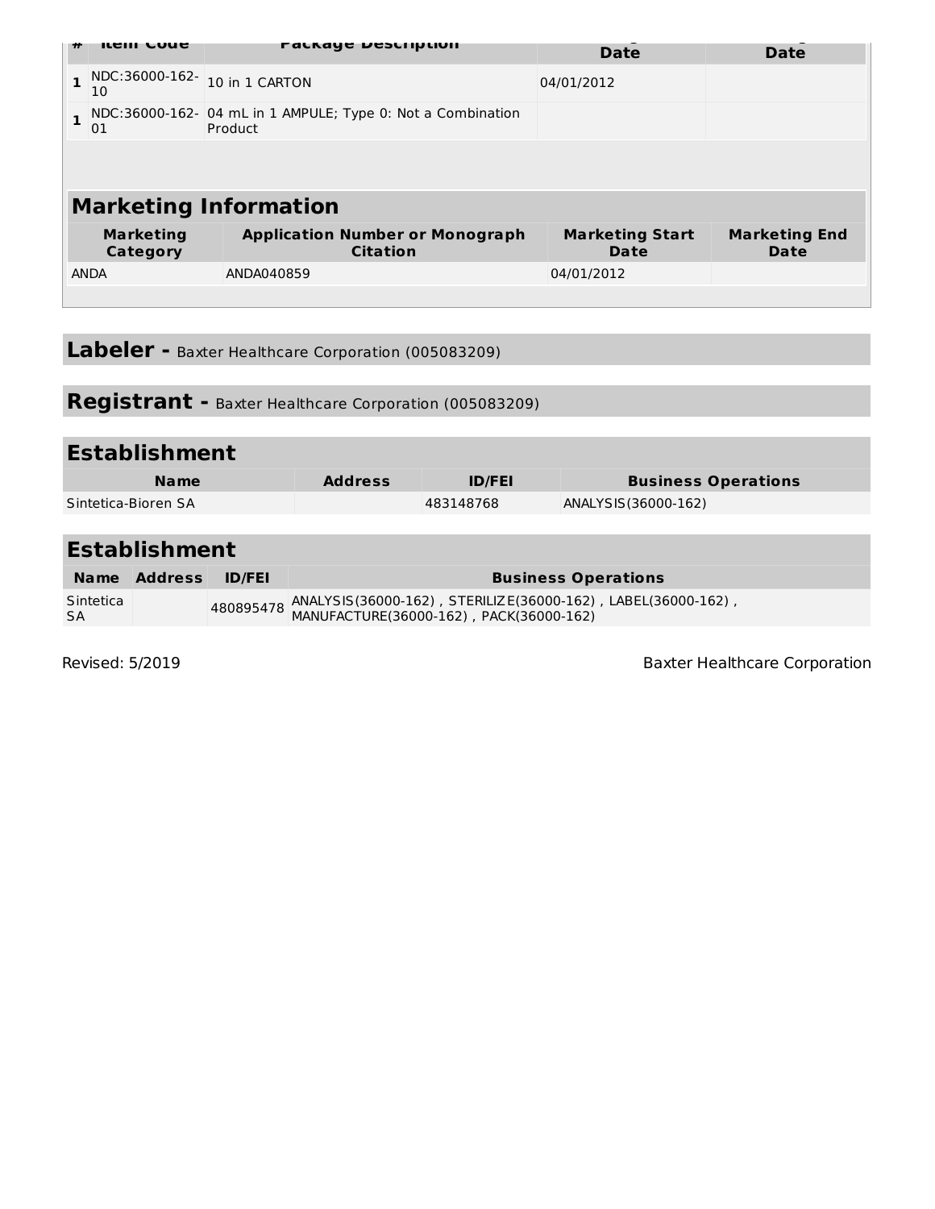| # | Item Code | Package Description | Marketing Start Date | Marketing End Date |
|---|---|---|---|---|
| 1 | NDC:36000-162-10 | 10 in 1 CARTON | 04/01/2012 | |
| 1 | NDC:36000-162-01 | 04 mL in 1 AMPULE; Type 0: Not a Combination Product | | |

## Marketing Information

| Marketing Category | Application Number or Monograph Citation | Marketing Start Date | Marketing End Date |
|---|---|---|---|
| ANDA | ANDA040859 | 04/01/2012 | |

## Labeler - Baxter Healthcare Corporation (005083209)

## Registrant - Baxter Healthcare Corporation (005083209)

## Establishment

| Name | Address | ID/FEI | Business Operations |
|---|---|---|---|
| Sintetica-Bioren SA | | 483148768 | ANALYSIS(36000-162) |

## Establishment

| Name | Address | ID/FEI | Business Operations |
|---|---|---|---|
| Sintetica SA | | 480895478 | ANALYSIS(36000-162) , STERILIZE(36000-162) , LABEL(36000-162) , MANUFACTURE(36000-162) , PACK(36000-162) |

Revised: 5/2019

Baxter Healthcare Corporation